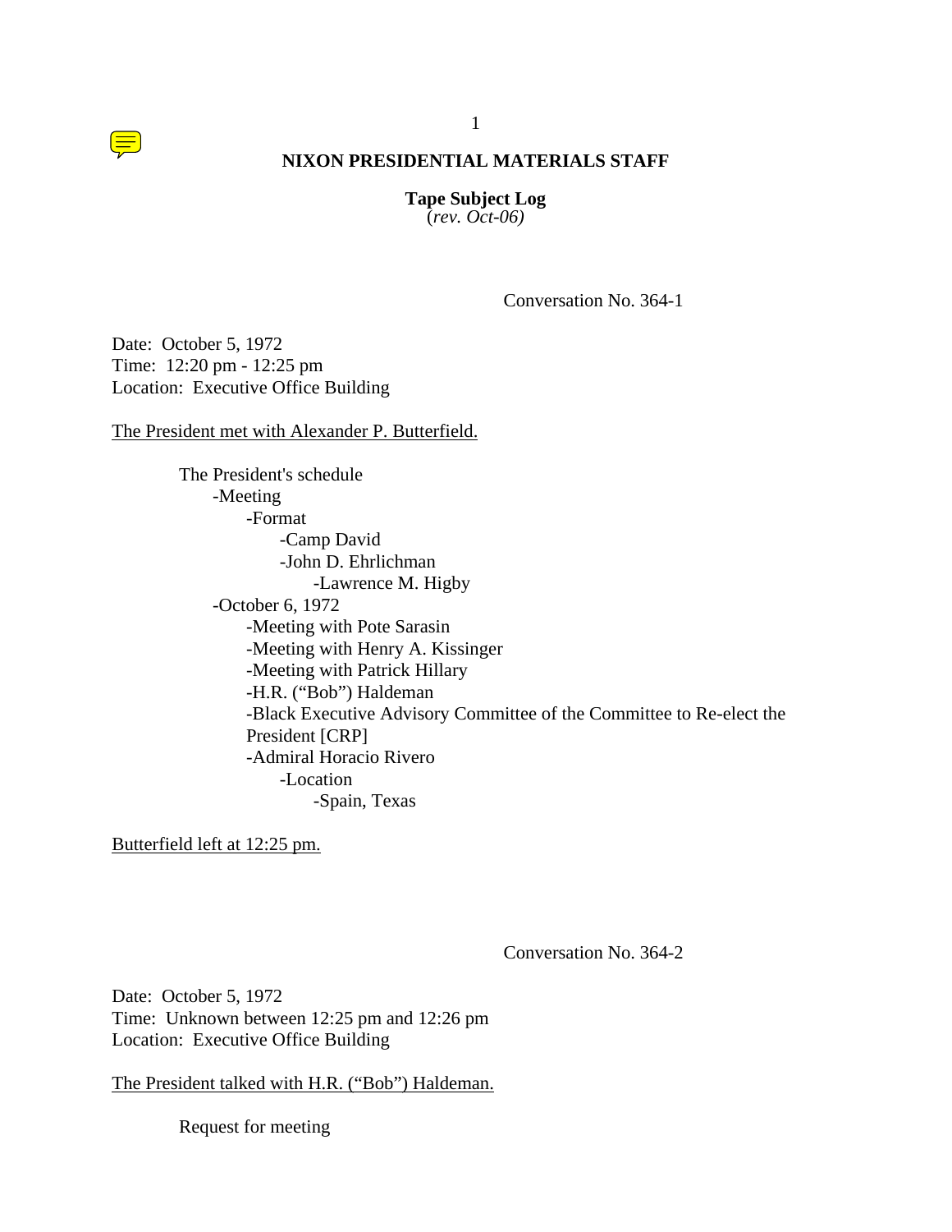**NIXON PRESIDENTIAL MATERIALS STAFF**

**Tape Subject Log**
(*rev. Oct-06)*

Conversation No. 364-1

Date: October 5, 1972
Time: 12:20 pm - 12:25 pm
Location: Executive Office Building

The President met with Alexander P. Butterfield.

The President's schedule
- -Meeting
  - -Format
    - -Camp David
    - -John D. Ehrlichman
      - -Lawrence M. Higby
- -October 6, 1972
  - -Meeting with Pote Sarasin
  - -Meeting with Henry A. Kissinger
  - -Meeting with Patrick Hillary
  - -H.R. ("Bob") Haldeman
  - -Black Executive Advisory Committee of the Committee to Re-elect the President [CRP]
  - -Admiral Horacio Rivero
    - -Location
      - -Spain, Texas

Butterfield left at 12:25 pm.

Conversation No. 364-2

Date: October 5, 1972
Time: Unknown between 12:25 pm and 12:26 pm
Location: Executive Office Building

The President talked with H.R. ("Bob") Haldeman.

Request for meeting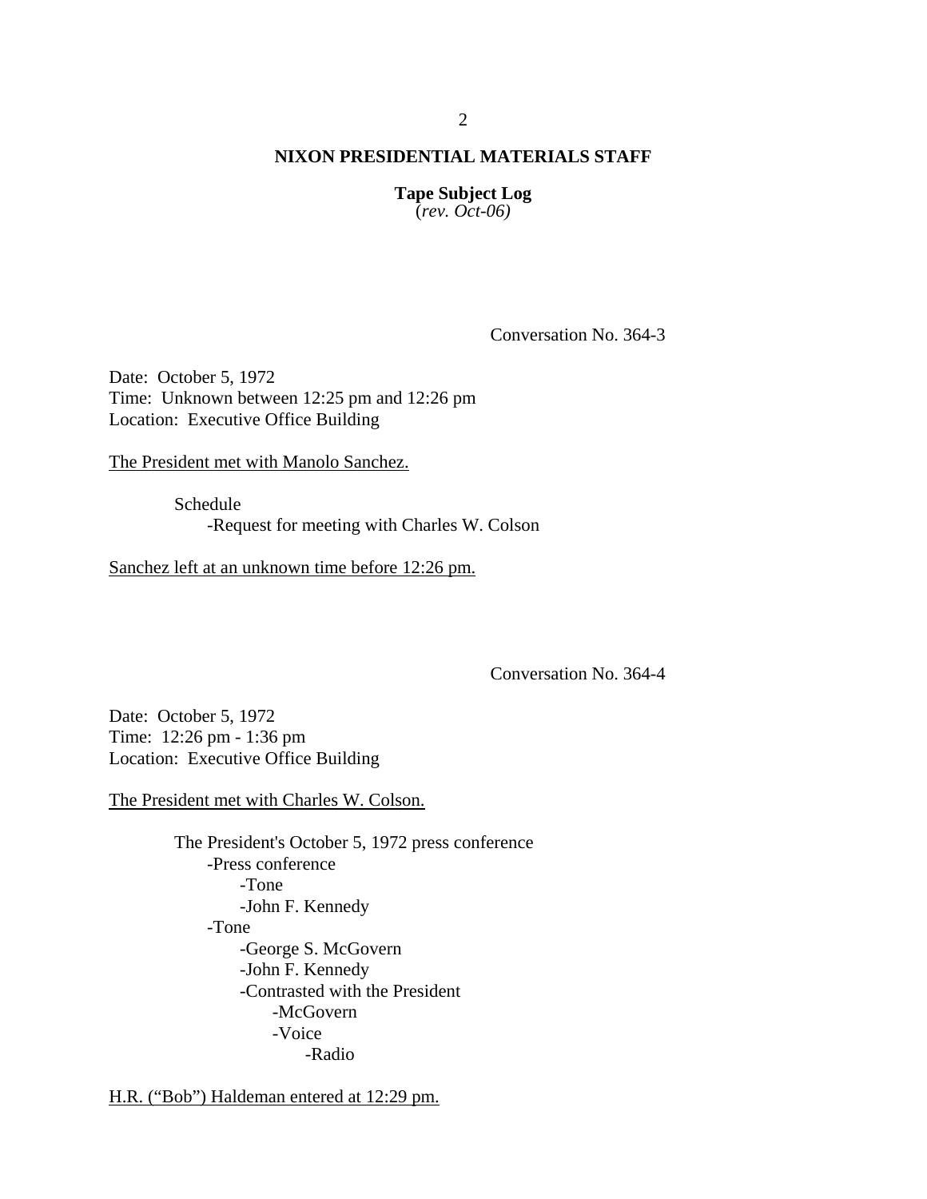**NIXON PRESIDENTIAL MATERIALS STAFF**

**Tape Subject Log**
(*rev. Oct-06)*

Conversation No. 364-3

Date: October 5, 1972
Time: Unknown between 12:25 pm and 12:26 pm
Location: Executive Office Building

<u>The President met with Manolo Sanchez.</u>

- Schedule
    - -Request for meeting with Charles W. Colson

<u>Sanchez left at an unknown time before 12:26 pm.</u>

Conversation No. 364-4

Date: October 5, 1972
Time: 12:26 pm - 1:36 pm
Location: Executive Office Building

<u>The President met with Charles W. Colson.</u>

- The President's October 5, 1972 press conference
    - -Press conference
        - -Tone
        - -John F. Kennedy
    - -Tone
        - -George S. McGovern
        - -John F. Kennedy
        - -Contrasted with the President
            - -McGovern
            - -Voice
                - -Radio

<u>H.R. ("Bob") Haldeman entered at 12:29 pm.</u>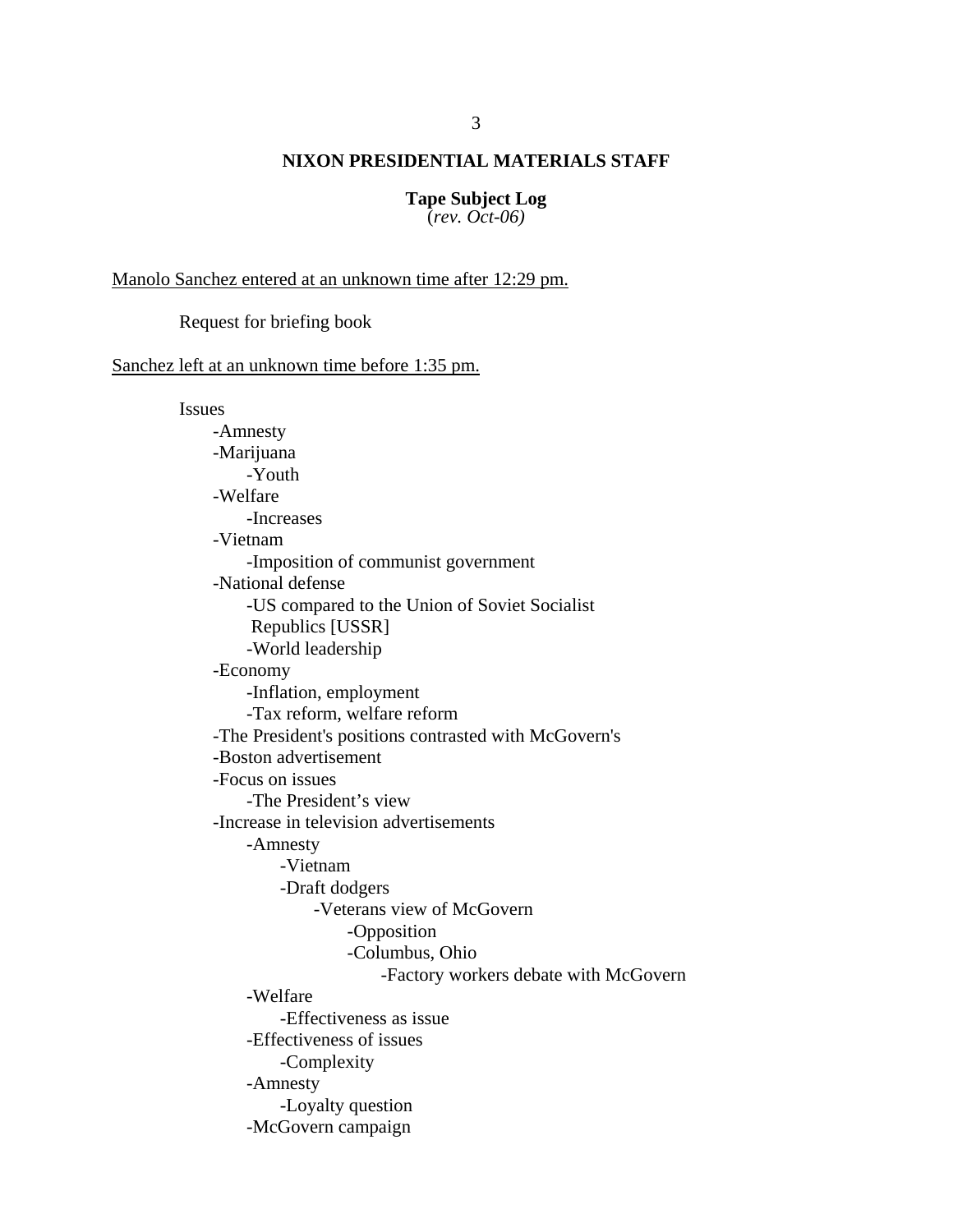**NIXON PRESIDENTIAL MATERIALS STAFF**

**Tape Subject Log**
(*rev. Oct-06)*

Manolo Sanchez entered at an unknown time after 12:29 pm.

Request for briefing book

Sanchez left at an unknown time before 1:35 pm.

Issues
- -Amnesty
- -Marijuana
  - -Youth
- -Welfare
  - -Increases
- -Vietnam
  - -Imposition of communist government
- -National defense
  - -US compared to the Union of Soviet Socialist Republics [USSR]
  - -World leadership
- -Economy
  - -Inflation, employment
  - -Tax reform, welfare reform
- -The President's positions contrasted with McGovern's
- -Boston advertisement
- -Focus on issues
  - -The President's view
- -Increase in television advertisements
  - -Amnesty
    - -Vietnam
    - -Draft dodgers
      - -Veterans view of McGovern
        - -Opposition
        - -Columbus, Ohio
          - -Factory workers debate with McGovern
  - -Welfare
    - -Effectiveness as issue
  - -Effectiveness of issues
    - -Complexity
  - -Amnesty
    - -Loyalty question
  - -McGovern campaign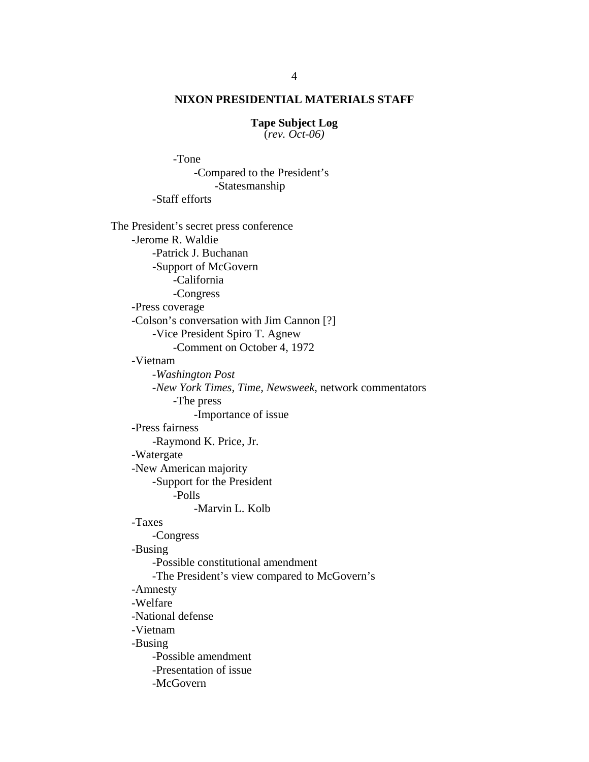-Tone
    -Compared to the President's
        -Statesmanship
-Staff efforts

The President's secret press conference
- -Jerome R. Waldie
    - -Patrick J. Buchanan
    - -Support of McGovern
        - -California
        - -Congress
- -Press coverage
- -Colson's conversation with Jim Cannon [?]
    - -Vice President Spiro T. Agnew
        - -Comment on October 4, 1972
- -Vietnam
    - -*Washington Post*
    - -*New York Times, Time, Newsweek*, network commentators
        - -The press
            - -Importance of issue
- -Press fairness
    - -Raymond K. Price, Jr.
- -Watergate
- -New American majority
    - -Support for the President
        - -Polls
            - -Marvin L. Kolb
- -Taxes
    - -Congress
- -Busing
    - -Possible constitutional amendment
    - -The President's view compared to McGovern's
- -Amnesty
- -Welfare
- -National defense
- -Vietnam
- -Busing
    - -Possible amendment
    - -Presentation of issue
    - -McGovern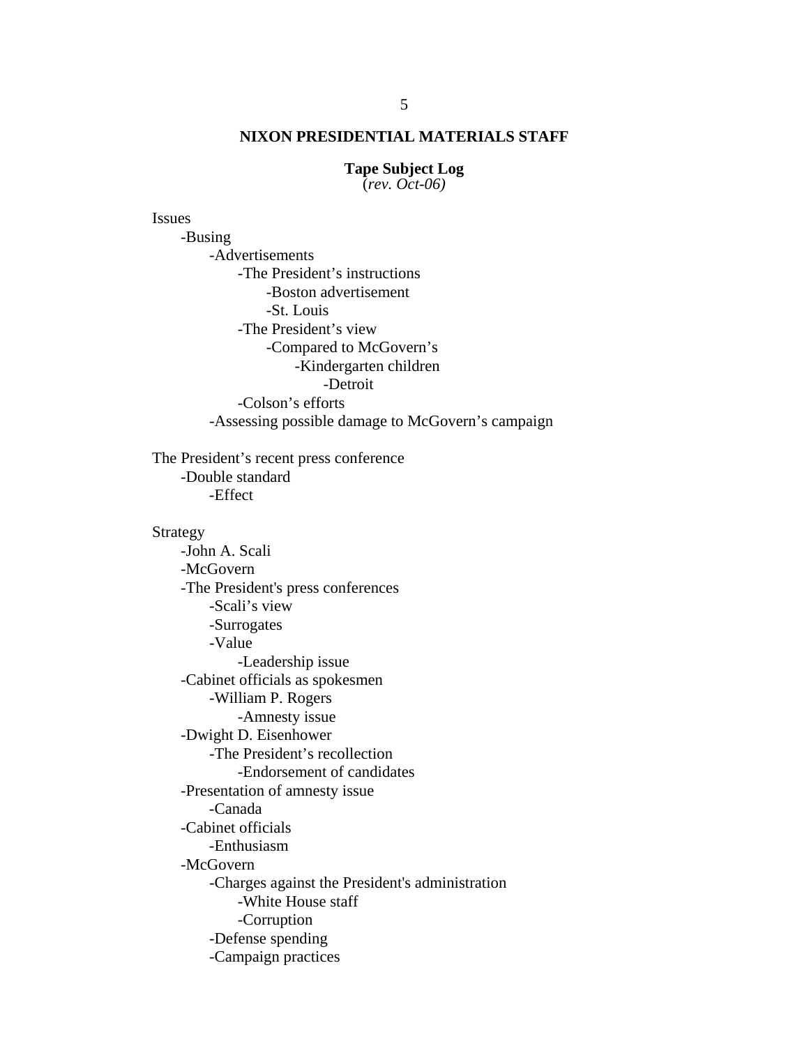**NIXON PRESIDENTIAL MATERIALS STAFF**

**Tape Subject Log**
(*rev. Oct-06)*

Issues
- -Busing
  - -Advertisements
    - -The President's instructions
      - -Boston advertisement
      - -St. Louis
    - -The President's view
      - -Compared to McGovern's
        - -Kindergarten children
          - -Detroit
    - -Colson's efforts
  - -Assessing possible damage to McGovern's campaign

The President's recent press conference
- -Double standard
  - -Effect

Strategy
- -John A. Scali
- -McGovern
- -The President's press conferences
  - -Scali's view
  - -Surrogates
  - -Value
    - -Leadership issue
- -Cabinet officials as spokesmen
  - -William P. Rogers
    - -Amnesty issue
- -Dwight D. Eisenhower
  - -The President's recollection
    - -Endorsement of candidates
- -Presentation of amnesty issue
  - -Canada
- -Cabinet officials
  - -Enthusiasm
- -McGovern
  - -Charges against the President's administration
    - -White House staff
    - -Corruption
  - -Defense spending
  - -Campaign practices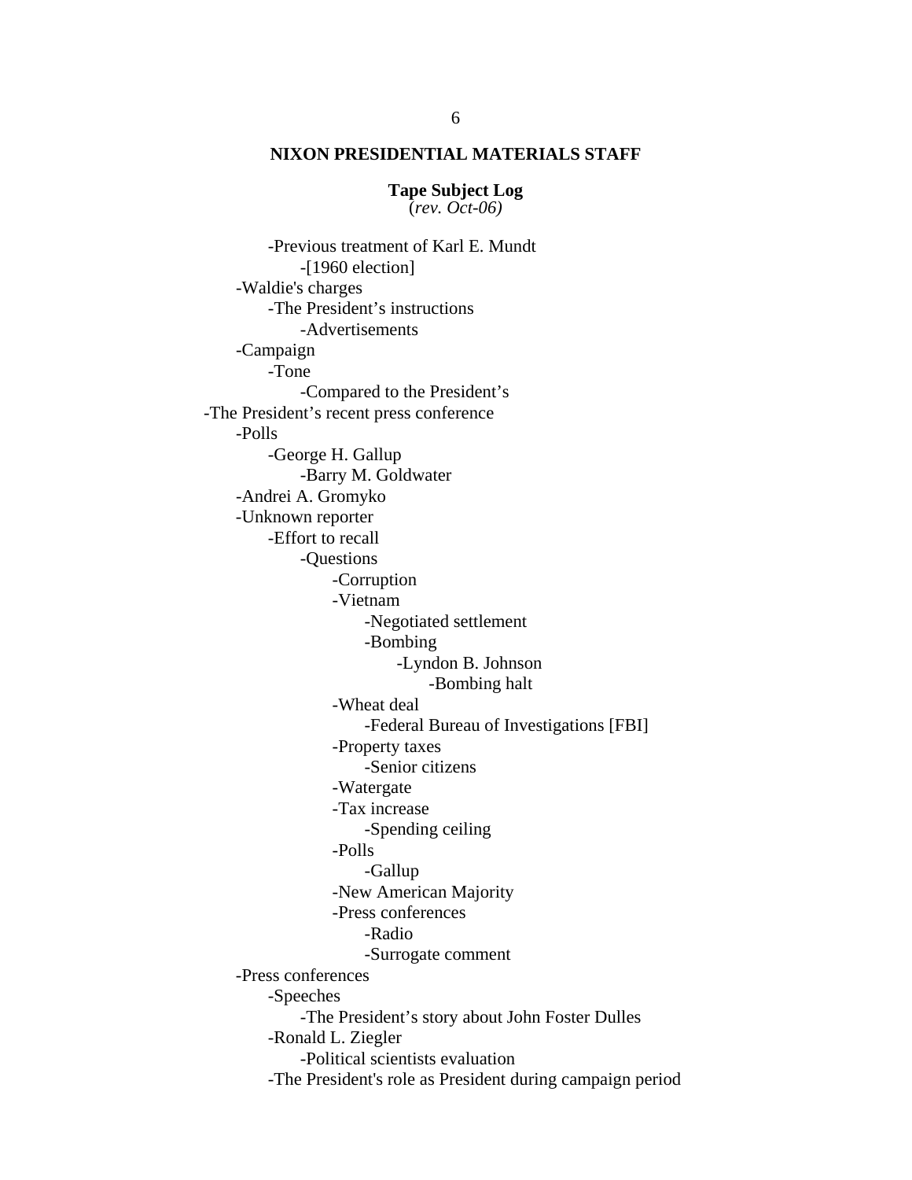- Previous treatment of Karl E. Mundt
  - [1960 election]
- Waldie's charges
  - The President's instructions
    - Advertisements
- Campaign
  - Tone
    - Compared to the President's

- The President's recent press conference
  - Polls
    - George H. Gallup
      - Barry M. Goldwater
  - Andrei A. Gromyko
  - Unknown reporter
    - Effort to recall
      - Questions
        - Corruption
        - Vietnam
          - Negotiated settlement
          - Bombing
            - Lyndon B. Johnson
              - Bombing halt
        - Wheat deal
          - Federal Bureau of Investigations [FBI]
        - Property taxes
          - Senior citizens
        - Watergate
        - Tax increase
          - Spending ceiling
        - Polls
          - Gallup
        - New American Majority
        - Press conferences
          - Radio
          - Surrogate comment
  - Press conferences
    - Speeches
      - The President's story about John Foster Dulles
    - Ronald L. Ziegler
      - Political scientists evaluation
    - The President's role as President during campaign period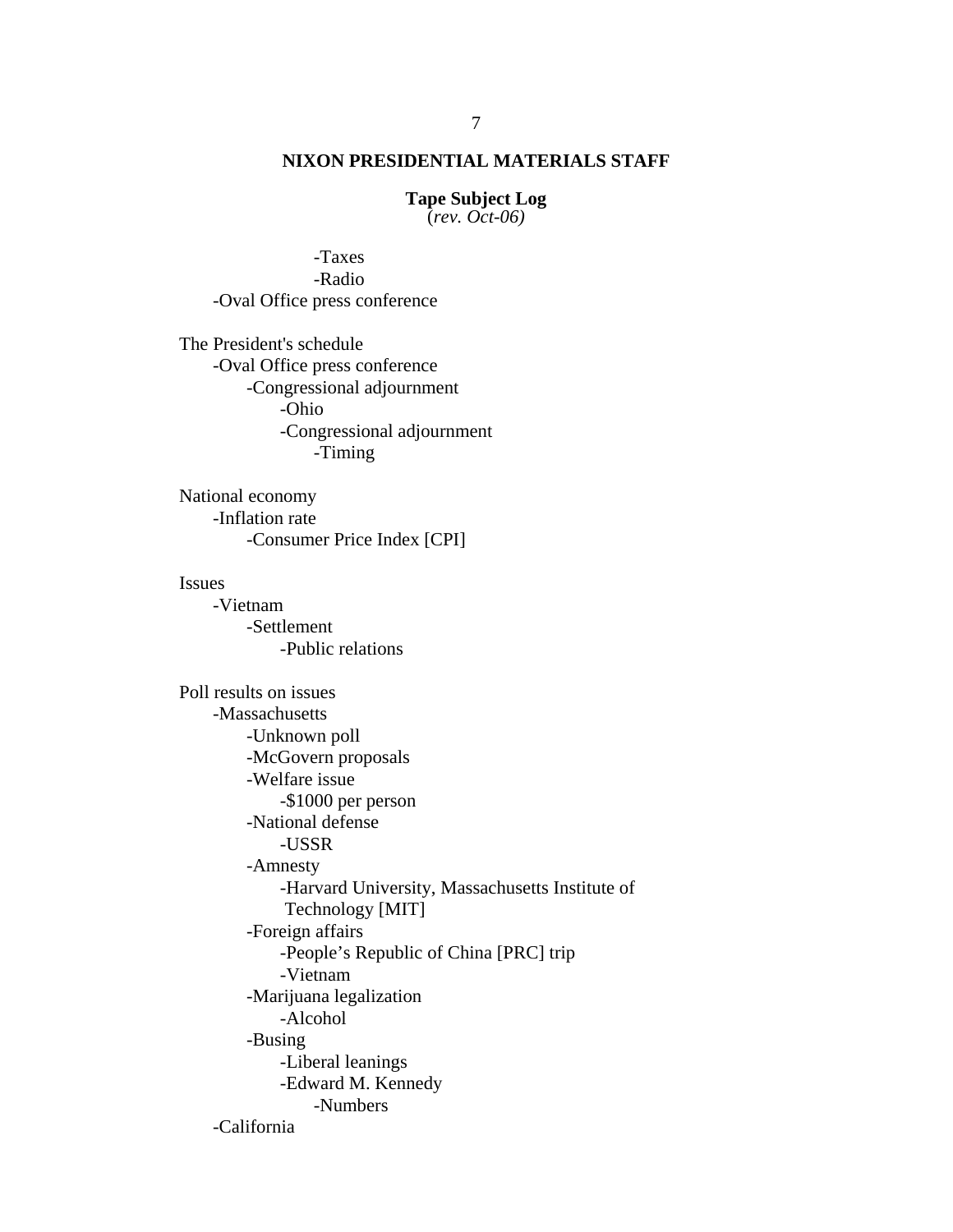**NIXON PRESIDENTIAL MATERIALS STAFF**

**Tape Subject Log**
(*rev. Oct-06)*

- -Taxes
- -Radio
- -Oval Office press conference

The President's schedule
- -Oval Office press conference
  - -Congressional adjournment
    - -Ohio
    - -Congressional adjournment
      - -Timing

National economy
- -Inflation rate
  - -Consumer Price Index [CPI]

Issues
- -Vietnam
  - -Settlement
    - -Public relations

Poll results on issues
- -Massachusetts
  - -Unknown poll
  - -McGovern proposals
  - -Welfare issue
    - -$1000 per person
  - -National defense
    - -USSR
  - -Amnesty
    - -Harvard University, Massachusetts Institute of Technology [MIT]
  - -Foreign affairs
    - -People's Republic of China [PRC] trip
    - -Vietnam
  - -Marijuana legalization
    - -Alcohol
  - -Busing
    - -Liberal leanings
    - -Edward M. Kennedy
      - -Numbers
- -California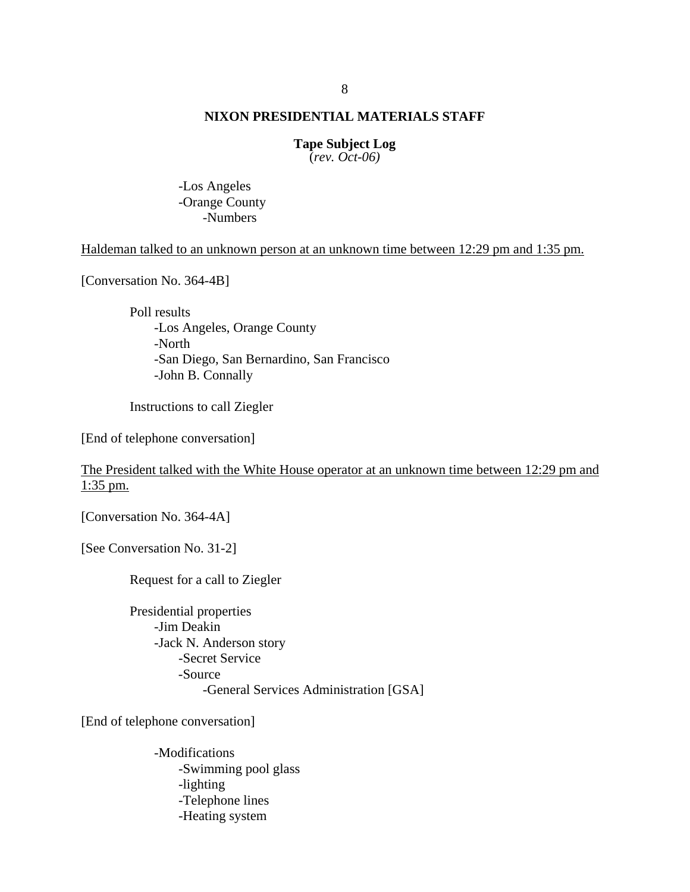- Los Angeles
- Orange County
    - Numbers

<u>Haldeman talked to an unknown person at an unknown time between 12:29 pm and 1:35 pm.</u>

[Conversation No. 364-4B]

Poll results
- Los Angeles, Orange County
- North
- San Diego, San Bernardino, San Francisco
- John B. Connally

Instructions to call Ziegler

[End of telephone conversation]

<u>The President talked with the White House operator at an unknown time between 12:29 pm and 1:35 pm.</u>

[Conversation No. 364-4A]

[See Conversation No. 31-2]

Request for a call to Ziegler

Presidential properties
- Jim Deakin
- Jack N. Anderson story
    - Secret Service
    - Source
        - General Services Administration [GSA]

[End of telephone conversation]

- Modifications
    - Swimming pool glass
    - lighting
    - Telephone lines
    - Heating system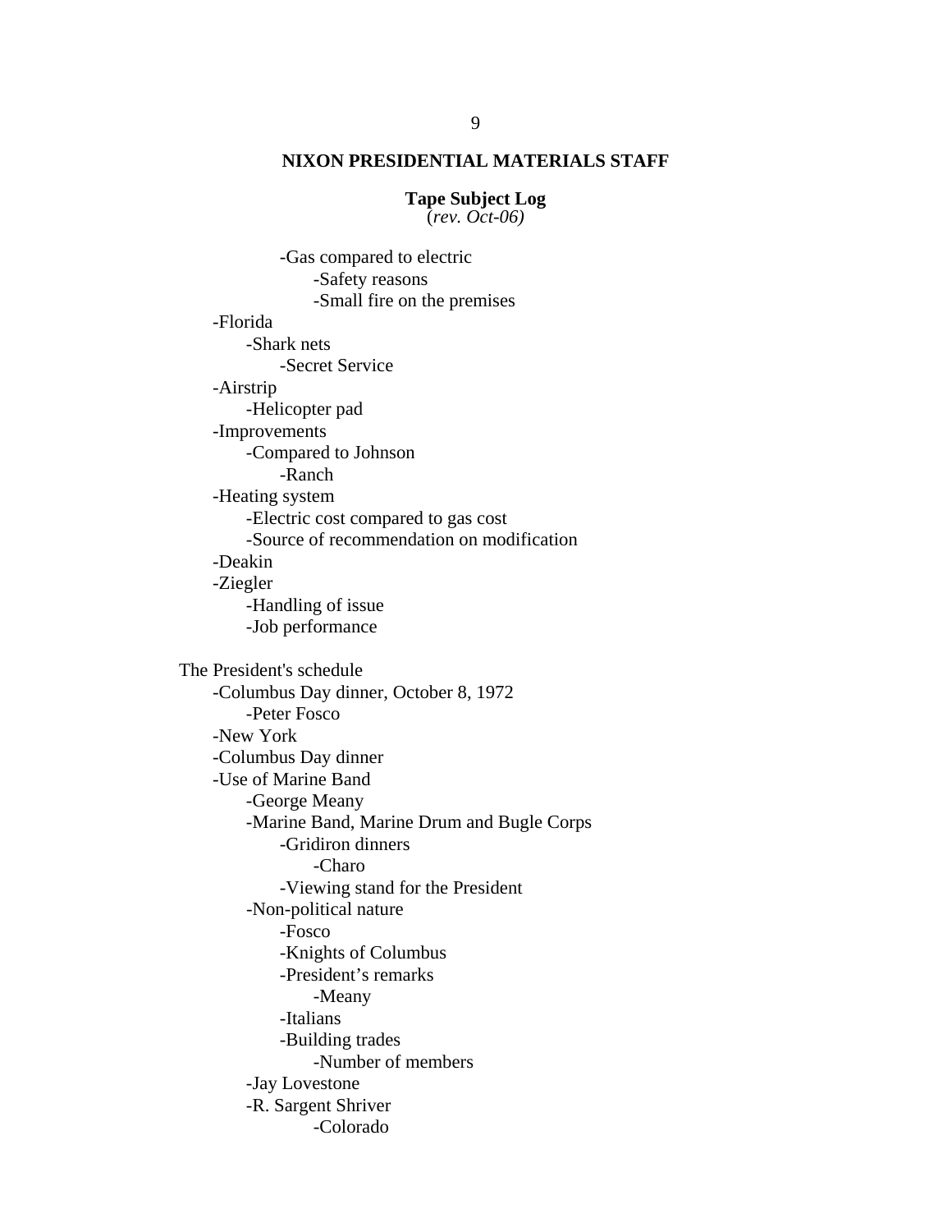**NIXON PRESIDENTIAL MATERIALS STAFF**

**Tape Subject Log**
(*rev. Oct-06)*

- -Gas compared to electric
  - -Safety reasons
  - -Small fire on the premises
- -Florida
  - -Shark nets
    - -Secret Service
- -Airstrip
  - -Helicopter pad
- -Improvements
  - -Compared to Johnson
    - -Ranch
- -Heating system
  - -Electric cost compared to gas cost
  - -Source of recommendation on modification
- -Deakin
- -Ziegler
  - -Handling of issue
  - -Job performance

The President's schedule

- -Columbus Day dinner, October 8, 1972
  - -Peter Fosco
- -New York
- -Columbus Day dinner
- -Use of Marine Band
  - -George Meany
  - -Marine Band, Marine Drum and Bugle Corps
    - -Gridiron dinners
      - -Charo
    - -Viewing stand for the President
  - -Non-political nature
    - -Fosco
    - -Knights of Columbus
    - -President's remarks
      - -Meany
    - -Italians
    - -Building trades
      - -Number of members
  - -Jay Lovestone
  - -R. Sargent Shriver
      - -Colorado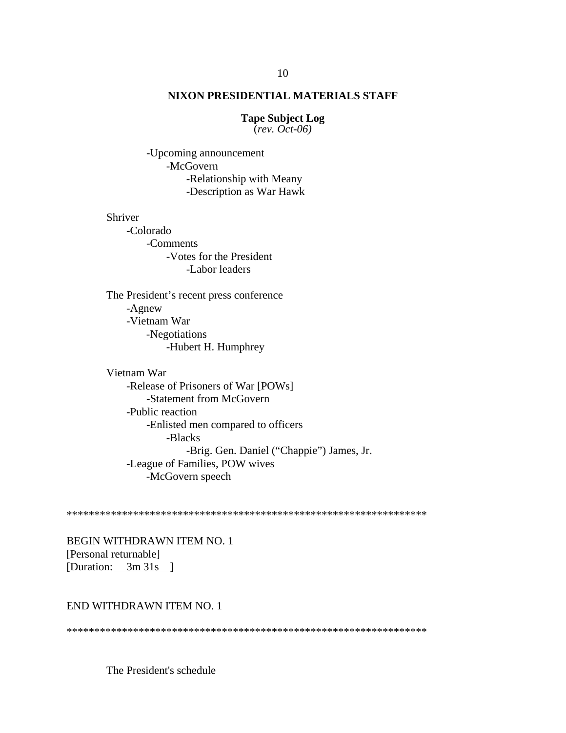**NIXON PRESIDENTIAL MATERIALS STAFF**

**Tape Subject Log**
(*rev. Oct-06)*

- -Upcoming announcement
    - -McGovern
        - -Relationship with Meany
        - -Description as War Hawk

Shriver
- -Colorado
    - -Comments
        - -Votes for the President
            - -Labor leaders

The President's recent press conference
- -Agnew
- -Vietnam War
    - -Negotiations
        - -Hubert H. Humphrey

Vietnam War
- -Release of Prisoners of War [POWs]
    - -Statement from McGovern
- -Public reaction
    - -Enlisted men compared to officers
        - -Blacks
            - -Brig. Gen. Daniel ("Chappie") James, Jr.
- -League of Families, POW wives
    - -McGovern speech

*****************************************************************

BEGIN WITHDRAWN ITEM NO. 1
[Personal returnable]
[Duration: 3m 31s ]

END WITHDRAWN ITEM NO. 1

*****************************************************************

The President's schedule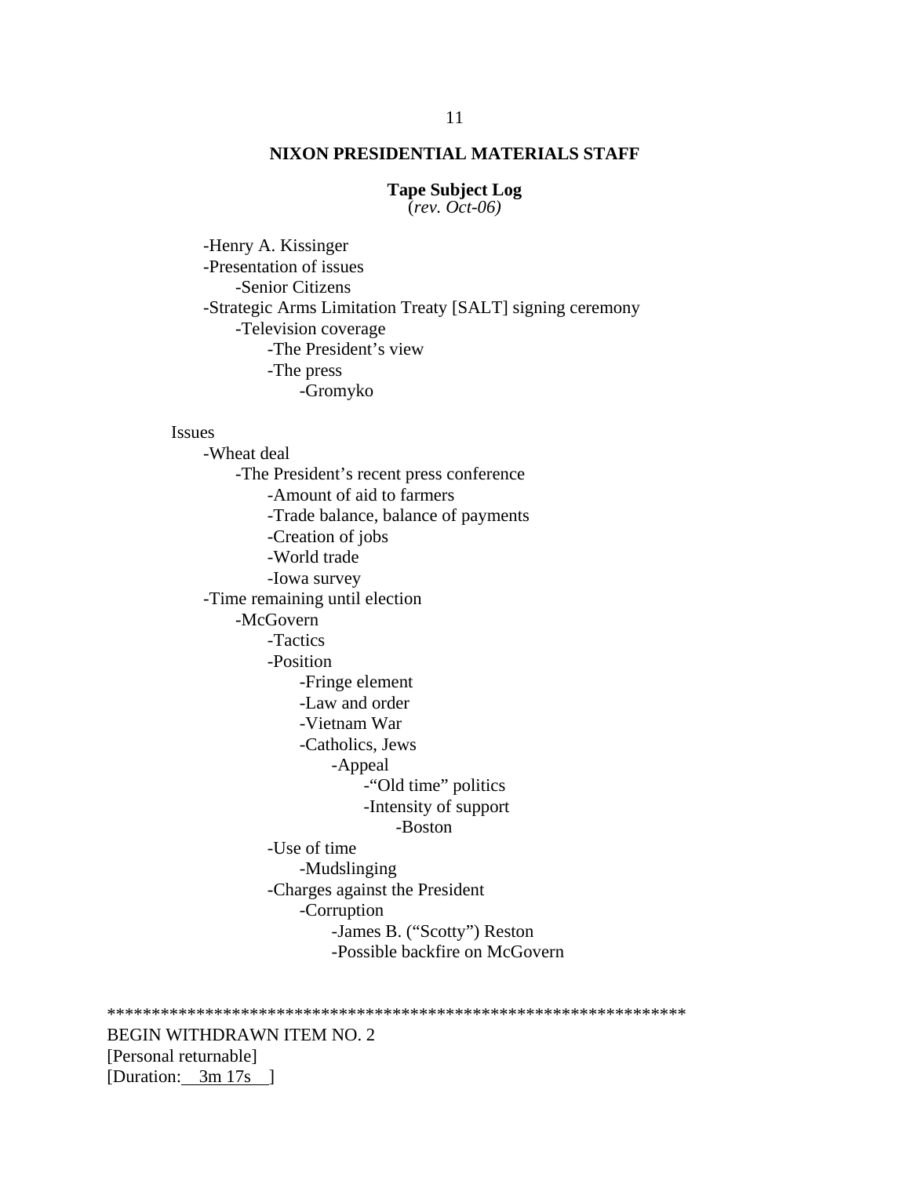**NIXON PRESIDENTIAL MATERIALS STAFF**

**Tape Subject Log**
(*rev. Oct-06)*

- -Henry A. Kissinger
- -Presentation of issues
    - -Senior Citizens
- -Strategic Arms Limitation Treaty [SALT] signing ceremony
    - -Television coverage
        - -The President's view
        - -The press
            - -Gromyko

Issues

- -Wheat deal
    - -The President's recent press conference
        - -Amount of aid to farmers
        - -Trade balance, balance of payments
        - -Creation of jobs
        - -World trade
        - -Iowa survey
- -Time remaining until election
    - -McGovern
        - -Tactics
        - -Position
            - -Fringe element
            - -Law and order
            - -Vietnam War
            - -Catholics, Jews
                - -Appeal
                    - -"Old time" politics
                    - -Intensity of support
                        - -Boston
        - -Use of time
            - -Mudslinging
        - -Charges against the President
            - -Corruption
                - -James B. ("Scotty") Reston
                - -Possible backfire on McGovern

*****************************************************************

BEGIN WITHDRAWN ITEM NO. 2
[Personal returnable]
[Duration: 3m 17s ]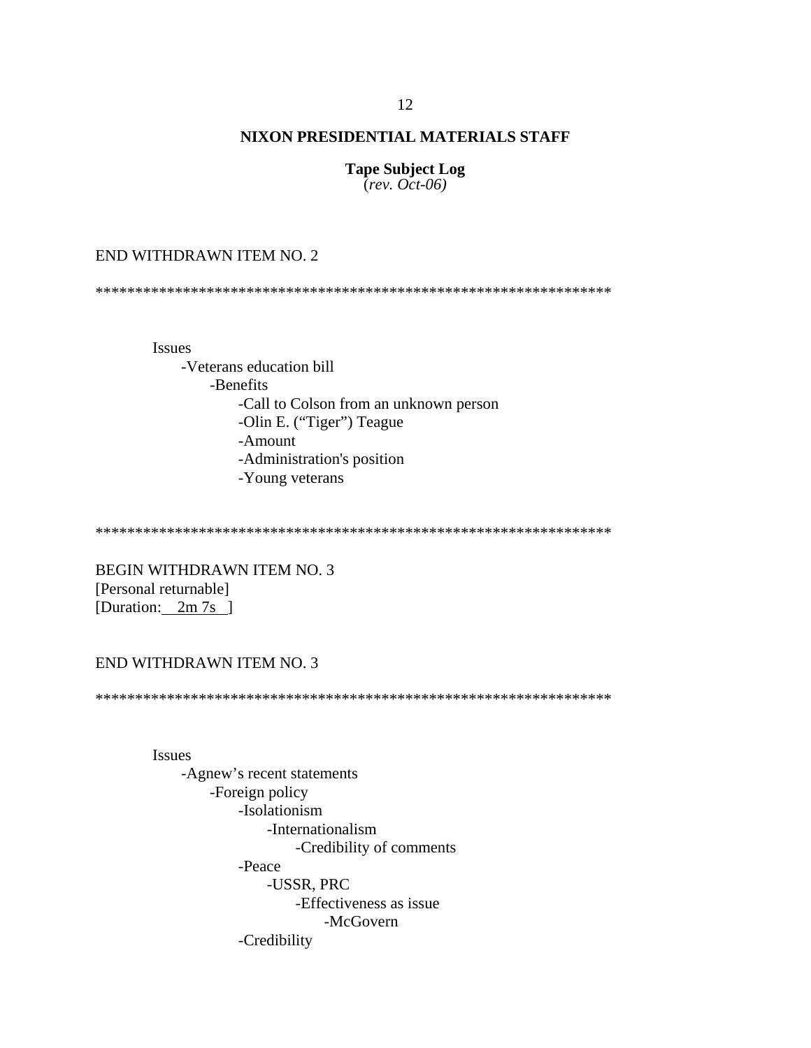**NIXON PRESIDENTIAL MATERIALS STAFF**

**Tape Subject Log**
(*rev. Oct-06)*

END WITHDRAWN ITEM NO. 2

*****************************************************************

Issues
- -Veterans education bill
    - -Benefits
        - -Call to Colson from an unknown person
        - -Olin E. ("Tiger") Teague
        - -Amount
        - -Administration's position
        - -Young veterans

*****************************************************************

BEGIN WITHDRAWN ITEM NO. 3
[Personal returnable]
[Duration: 2m 7s ]

END WITHDRAWN ITEM NO. 3

*****************************************************************

Issues
- -Agnew's recent statements
    - -Foreign policy
        - -Isolationism
            - -Internationalism
                - -Credibility of comments
        - -Peace
            - -USSR, PRC
                - -Effectiveness as issue
                    - -McGovern
        - -Credibility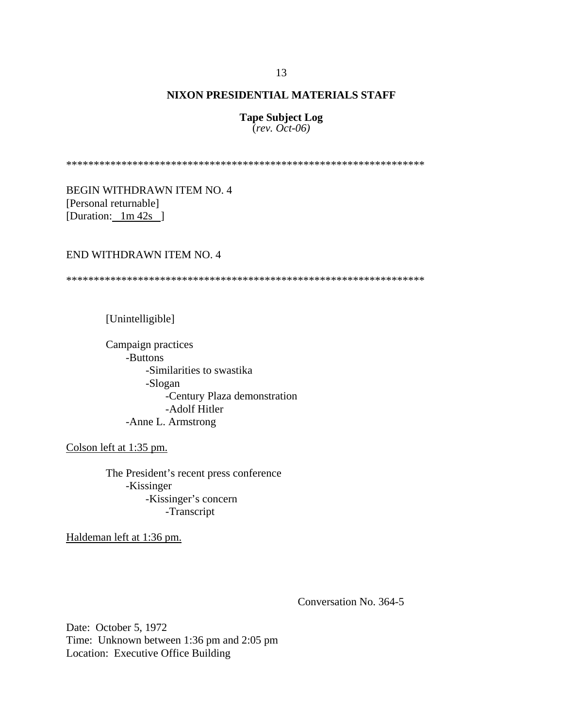**NIXON PRESIDENTIAL MATERIALS STAFF**

**Tape Subject Log**
(*rev. Oct-06)*

*****************************************************************

BEGIN WITHDRAWN ITEM NO. 4
[Personal returnable]
[Duration: 1m 42s ]

END WITHDRAWN ITEM NO. 4

*****************************************************************

[Unintelligible]

Campaign practices
- -Buttons
  - -Similarities to swastika
  - -Slogan
    - -Century Plaza demonstration
    - -Adolf Hitler
- -Anne L. Armstrong

Colson left at 1:35 pm.

The President's recent press conference
- -Kissinger
  - -Kissinger's concern
    - -Transcript

Haldeman left at 1:36 pm.

Conversation No. 364-5

Date: October 5, 1972
Time: Unknown between 1:36 pm and 2:05 pm
Location: Executive Office Building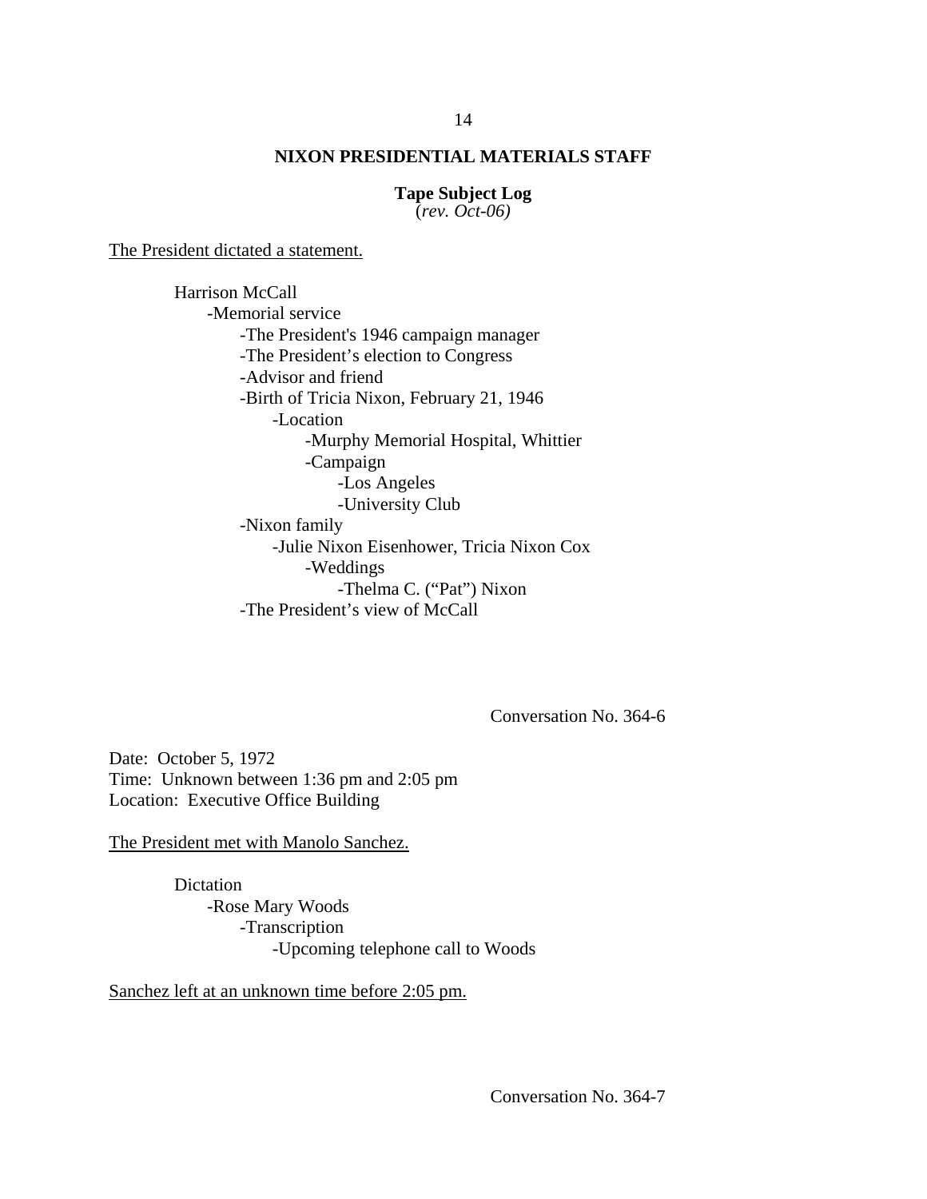The President dictated a statement.

- Harrison McCall
  - -Memorial service
    - -The President's 1946 campaign manager
    - -The President's election to Congress
    - -Advisor and friend
    - -Birth of Tricia Nixon, February 21, 1946
      - -Location
        - -Murphy Memorial Hospital, Whittier
        - -Campaign
          - -Los Angeles
          - -University Club
    - -Nixon family
      - -Julie Nixon Eisenhower, Tricia Nixon Cox
        - -Weddings
          - -Thelma C. ("Pat") Nixon
    - -The President's view of McCall

Conversation No. 364-6

Date: October 5, 1972
Time: Unknown between 1:36 pm and 2:05 pm
Location: Executive Office Building

The President met with Manolo Sanchez.

- Dictation
  - -Rose Mary Woods
    - -Transcription
      - -Upcoming telephone call to Woods

Sanchez left at an unknown time before 2:05 pm.

Conversation No. 364-7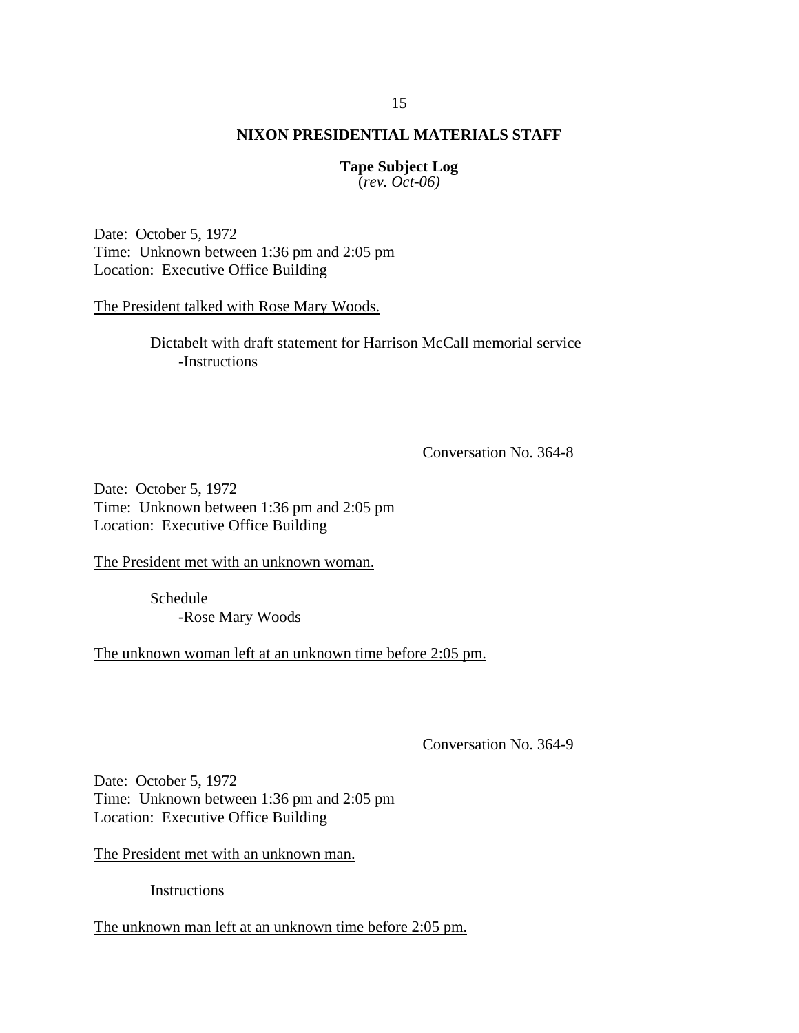**NIXON PRESIDENTIAL MATERIALS STAFF**

**Tape Subject Log**
(*rev. Oct-06)*

Date: October 5, 1972
Time: Unknown between 1:36 pm and 2:05 pm
Location: Executive Office Building

The President talked with Rose Mary Woods.

Dictabelt with draft statement for Harrison McCall memorial service
  -Instructions

Conversation No. 364-8

Date: October 5, 1972
Time: Unknown between 1:36 pm and 2:05 pm
Location: Executive Office Building

The President met with an unknown woman.

Schedule
  -Rose Mary Woods

The unknown woman left at an unknown time before 2:05 pm.

Conversation No. 364-9

Date: October 5, 1972
Time: Unknown between 1:36 pm and 2:05 pm
Location: Executive Office Building

The President met with an unknown man.

Instructions

The unknown man left at an unknown time before 2:05 pm.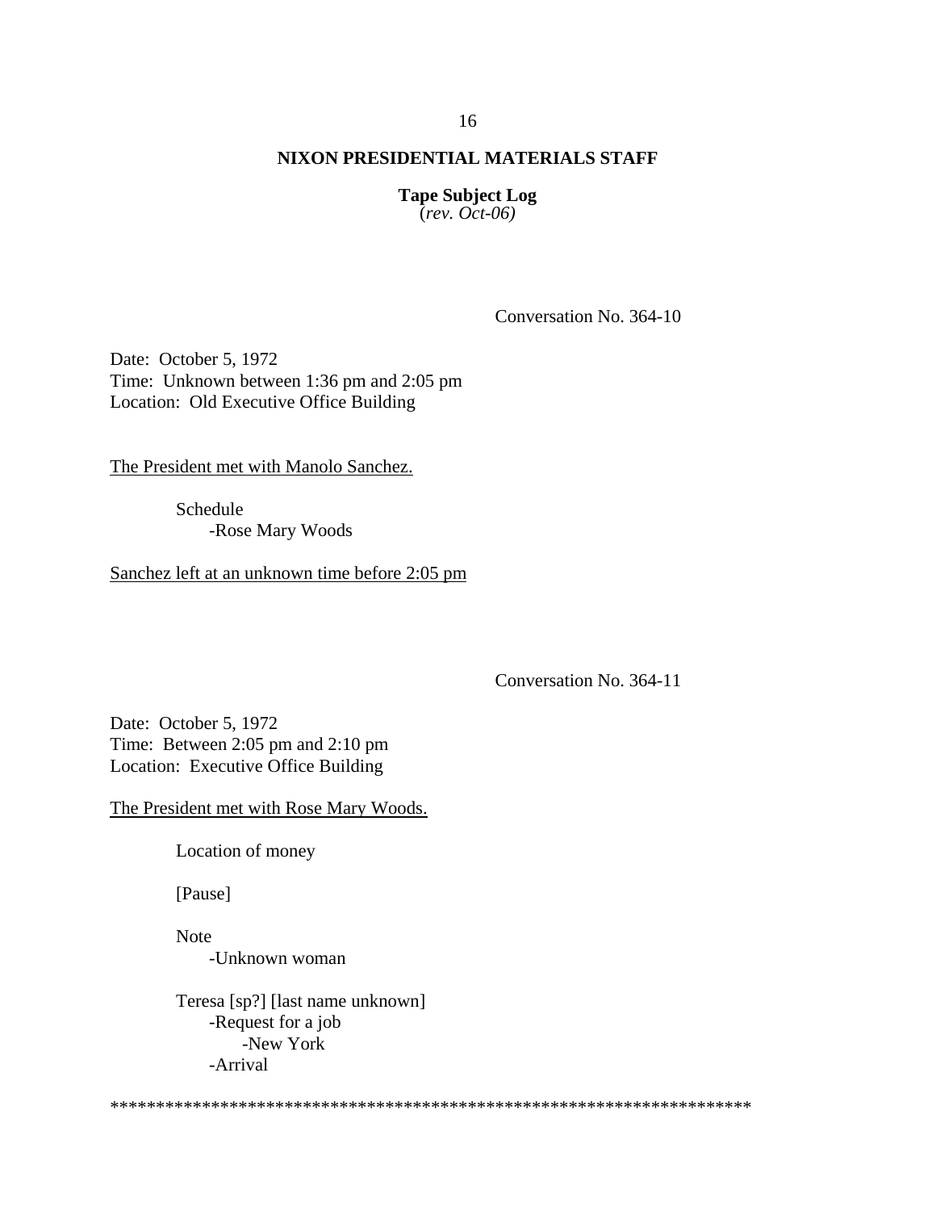**NIXON PRESIDENTIAL MATERIALS STAFF**

**Tape Subject Log**
(*rev. Oct-06)*

Conversation No. 364-10

Date: October 5, 1972
Time: Unknown between 1:36 pm and 2:05 pm
Location: Old Executive Office Building

The President met with Manolo Sanchez.

- Schedule
    - -Rose Mary Woods

Sanchez left at an unknown time before 2:05 pm

Conversation No. 364-11

Date: October 5, 1972
Time: Between 2:05 pm and 2:10 pm
Location: Executive Office Building

The President met with Rose Mary Woods.

- Location of money

- [Pause]

- Note
    - -Unknown woman

- Teresa [sp?] [last name unknown]
    - -Request for a job
        - -New York
    - -Arrival

*************************************************************************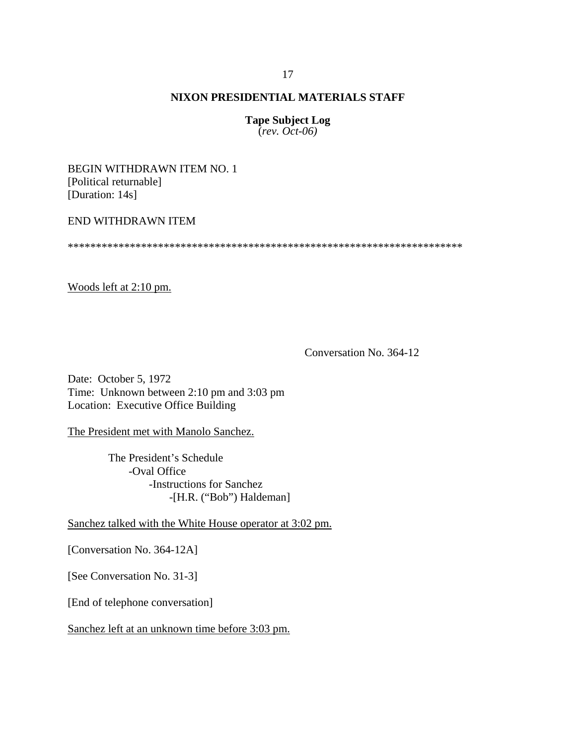**NIXON PRESIDENTIAL MATERIALS STAFF**

**Tape Subject Log**
(*rev. Oct-06)*

BEGIN WITHDRAWN ITEM NO. 1
[Political returnable]
[Duration: 14s]

END WITHDRAWN ITEM

**********************************************************************

Woods left at 2:10 pm.

Conversation No. 364-12

Date: October 5, 1972
Time: Unknown between 2:10 pm and 3:03 pm
Location: Executive Office Building

The President met with Manolo Sanchez.

The President's Schedule
- -Oval Office
  - -Instructions for Sanchez
    - -[H.R. ("Bob") Haldeman]

Sanchez talked with the White House operator at 3:02 pm.

[Conversation No. 364-12A]

[See Conversation No. 31-3]

[End of telephone conversation]

Sanchez left at an unknown time before 3:03 pm.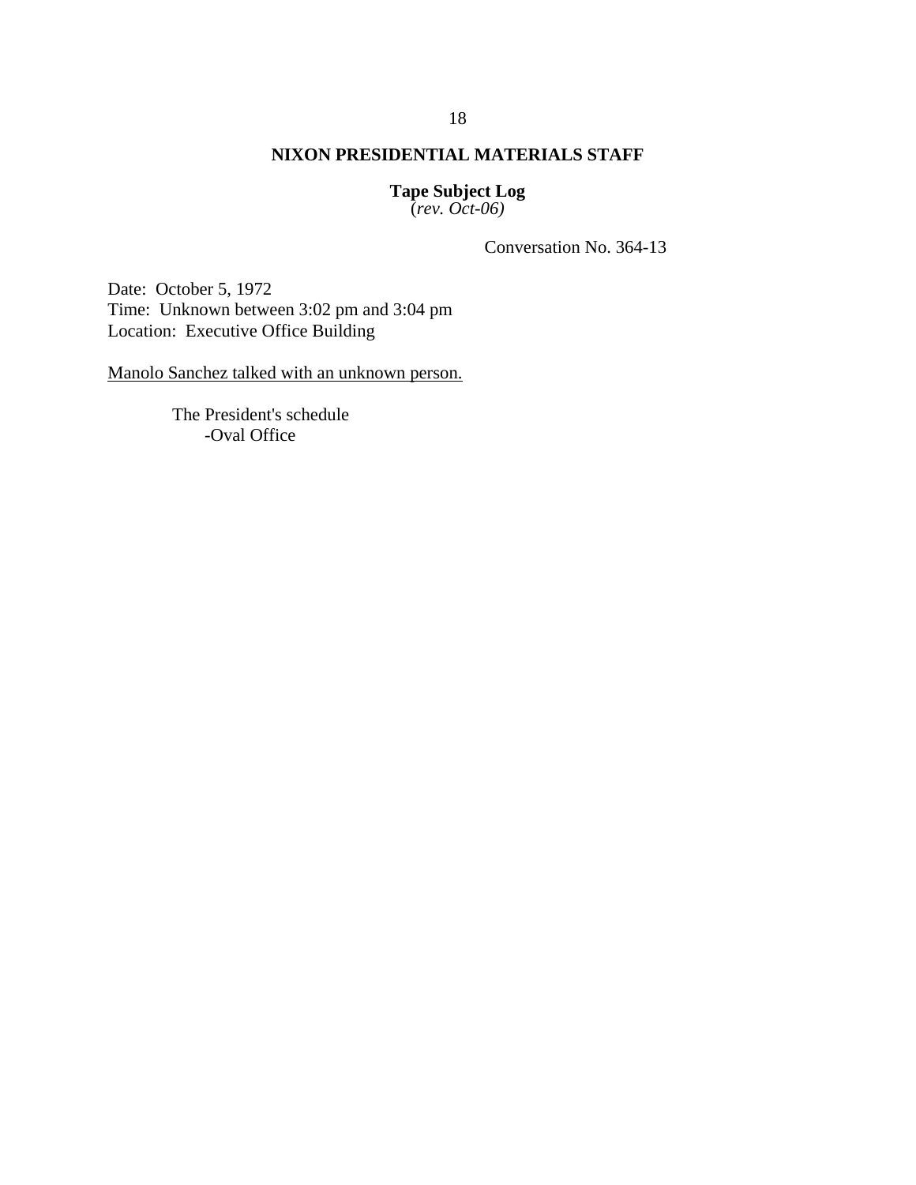**NIXON PRESIDENTIAL MATERIALS STAFF**

**Tape Subject Log**
(*rev. Oct-06)*

Conversation No. 364-13

Date: October 5, 1972
Time: Unknown between 3:02 pm and 3:04 pm
Location: Executive Office Building

<u>Manolo Sanchez talked with an unknown person.</u>

The President's schedule
- Oval Office